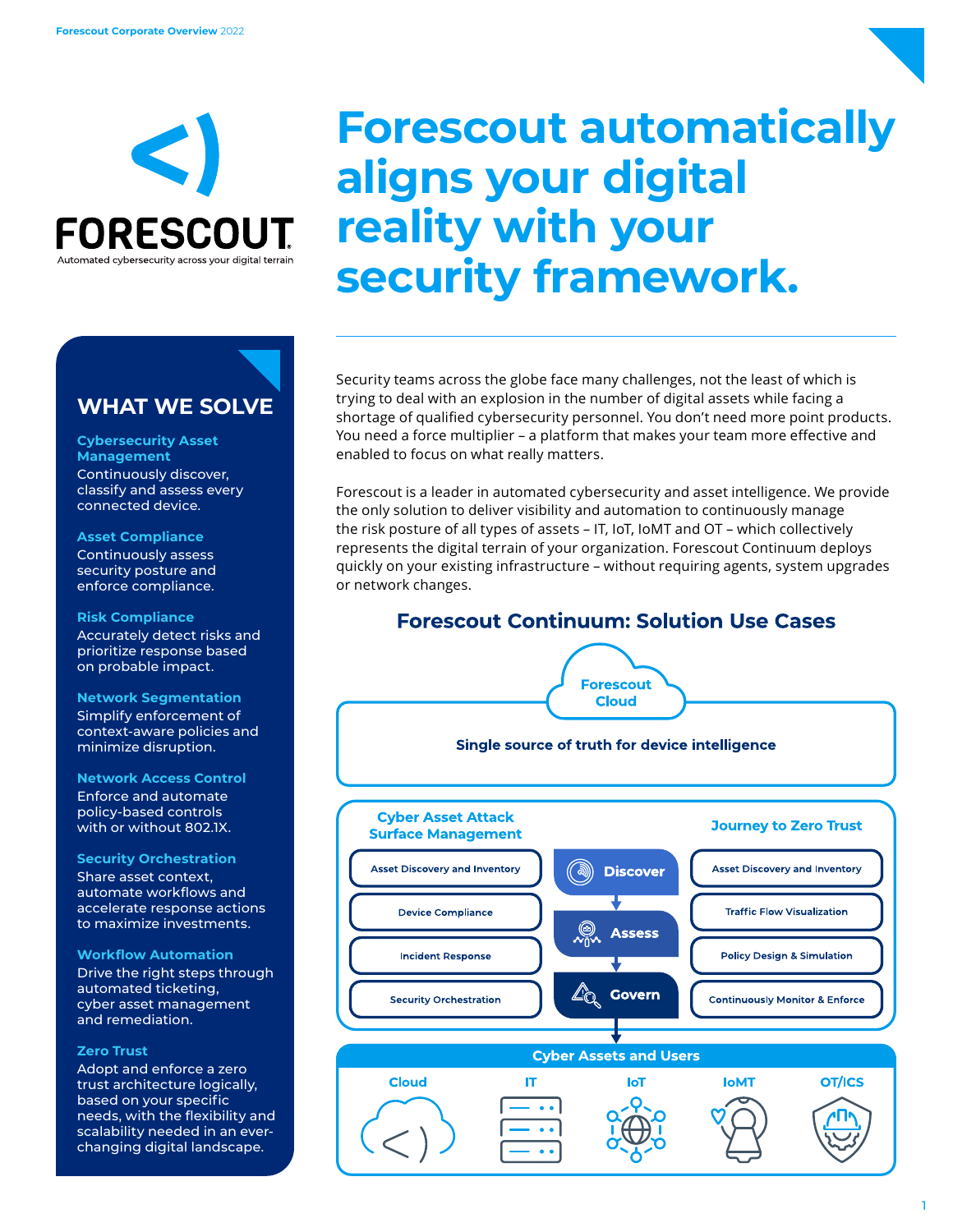# Forescout automatically aligns your digital reality with your security framework.

FORESCOUT

Automated cybersecurity across your digital terrain

## WHAT WE SOLVE

**Cybersecurity Asset Management**
Continuously discover, classify and assess every connected device.

**Asset Compliance**
Continuously assess security posture and enforce compliance.

**Risk Compliance**
Accurately detect risks and prioritize response based on probable impact.

**Network Segmentation**
Simplify enforcement of context-aware policies and minimize disruption.

**Network Access Control**
Enforce and automate policy-based controls with or without 802.1X.

**Security Orchestration**
Share asset context, automate workflows and accelerate response actions to maximize investments.

**Workflow Automation**
Drive the right steps through automated ticketing, cyber asset management and remediation.

**Zero Trust**
Adopt and enforce a zero trust architecture logically, based on your specific needs, with the flexibility and scalability needed in an ever-changing digital landscape.

Security teams across the globe face many challenges, not the least of which is trying to deal with an explosion in the number of digital assets while facing a shortage of qualified cybersecurity personnel. You don't need more point products. You need a force multiplier – a platform that makes your team more effective and enabled to focus on what really matters.

Forescout is a leader in automated cybersecurity and asset intelligence. We provide the only solution to deliver visibility and automation to continuously manage the risk posture of all types of assets – IT, IoT, IoMT and OT – which collectively represents the digital terrain of your organization. Forescout Continuum deploys quickly on your existing infrastructure – without requiring agents, system upgrades or network changes.

## Forescout Continuum: Solution Use Cases

**Forescout Cloud**

**Single source of truth for device intelligence**

| Cyber Asset Attack Surface Management | | Journey to Zero Trust |
|---|---|---|
| Asset Discovery and Inventory | Discover | Asset Discovery and Inventory |
| Device Compliance | Assess | Traffic Flow Visualization |
| Incident Response | | Policy Design & Simulation |
| Security Orchestration | Govern | Continuously Monitor & Enforce |

**Cyber Assets and Users**

Cloud | IT | IoT | IoMT | OT/ICS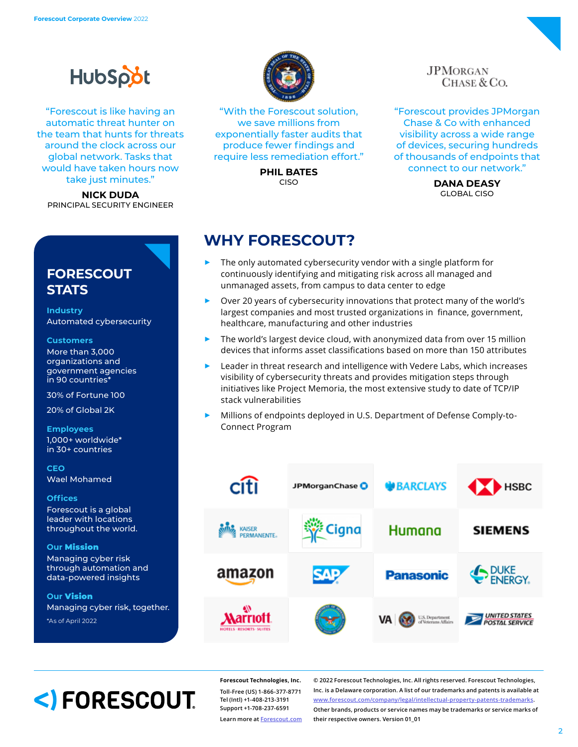HubSpot

"Forescout is like having an automatic threat hunter on the team that hunts for threats around the clock across our global network. Tasks that would have taken hours now take just minutes."

**NICK DUDA**
PRINCIPAL SECURITY ENGINEER

"With the Forescout solution, we save millions from exponentially faster audits that produce fewer findings and require less remediation effort."

**PHIL BATES**
CISO

JPMORGAN CHASE & CO.

"Forescout provides JPMorgan Chase & Co with enhanced visibility across a wide range of devices, securing hundreds of thousands of endpoints that connect to our network."

**DANA DEASY**
GLOBAL CISO

## FORESCOUT STATS

**Industry**
Automated cybersecurity

**Customers**
More than 3,000 organizations and government agencies in 90 countries*

30% of Fortune 100

20% of Global 2K

**Employees**
1,000+ worldwide* in 30+ countries

**CEO**
Wael Mohamed

**Offices**
Forescout is a global leader with locations throughout the world.

**Our Mission**
Managing cyber risk through automation and data-powered insights

**Our Vision**
Managing cyber risk, together.

*As of April 2022

## WHY FORESCOUT?

- The only automated cybersecurity vendor with a single platform for continuously identifying and mitigating risk across all managed and unmanaged assets, from campus to data center to edge
- Over 20 years of cybersecurity innovations that protect many of the world's largest companies and most trusted organizations in finance, government, healthcare, manufacturing and other industries
- The world's largest device cloud, with anonymized data from over 15 million devices that informs asset classifications based on more than 150 attributes
- Leader in threat research and intelligence with Vedere Labs, which increases visibility of cybersecurity threats and provides mitigation steps through initiatives like Project Memoria, the most extensive study to date of TCP/IP stack vulnerabilities
- Millions of endpoints deployed in U.S. Department of Defense Comply-to-Connect Program

citi · JPMorganChase · BARCLAYS · HSBC · KAISER PERMANENTE · Cigna · Humana · SIEMENS · amazon · SAP · Panasonic · DUKE ENERGY · Marriott HOTELS · RESORTS · SUITES · VA U.S. Department of Veterans Affairs · UNITED STATES POSTAL SERVICE

FORESCOUT

**Forescout Technologies, Inc.**
Toll-Free (US) 1-866-377-8771
Tel (Intl) +1-408-213-3191
Support +1-708-237-6591
Learn more at Forescout.com

© 2022 Forescout Technologies, Inc. All rights reserved. Forescout Technologies, Inc. is a Delaware corporation. A list of our trademarks and patents is available at www.forescout.com/company/legal/intellectual-property-patents-trademarks. Other brands, products or service names may be trademarks or service marks of their respective owners. Version 01_01